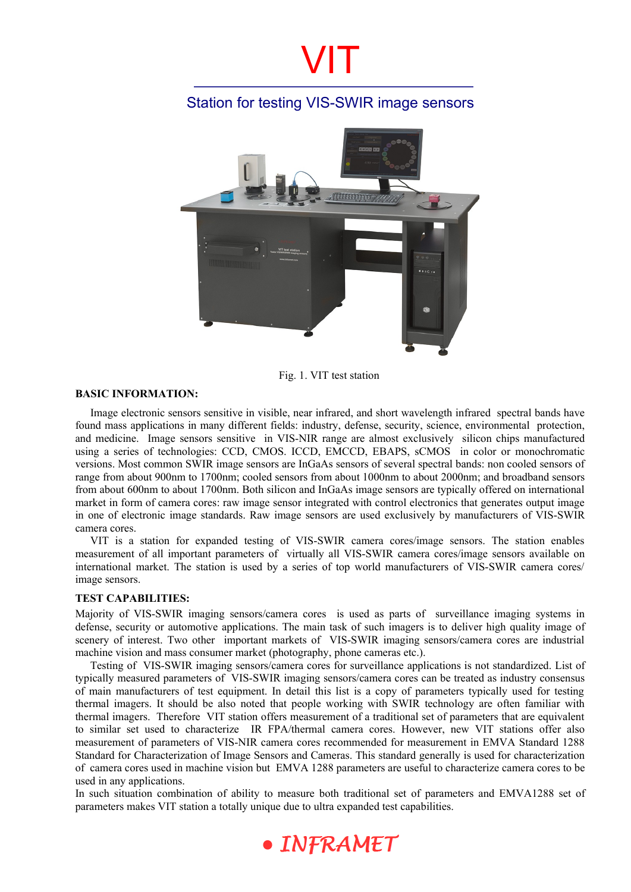# VIT

## Station for testing VIS-SWIR image sensors

Fig. 1. VIT test station

**BASIC INFORMATION:**

Image electronic sensors sensitive in visible, near infrared, and short wavelength infrared spectral bands have found mass applications in many different fields: industry, defense, security, science, environmental protection, and medicine. Image sensors sensitive in VIS-NIR range are almost exclusively silicon chips manufactured using a series of technologies: CCD, CMOS. ICCD, EMCCD, EBAPS, sCMOS in color or monochromatic versions. Most common SWIR image sensors are InGaAs sensors of several spectral bands: non cooled sensors of range from about 900nm to 1700nm; cooled sensors from about 1000nm to about 2000nm; and broadband sensors from about 600nm to about 1700nm. Both silicon and InGaAs image sensors are typically offered on international market in form of camera cores: raw image sensor integrated with control electronics that generates output image in one of electronic image standards. Raw image sensors are used exclusively by manufacturers of VIS-SWIR camera cores.

VIT is a station for expanded testing of VIS-SWIR camera cores/image sensors. The station enables measurement of all important parameters of virtually all VIS-SWIR camera cores/image sensors available on international market. The station is used by a series of top world manufacturers of VIS-SWIR camera cores/ image sensors.

**TEST CAPABILITIES:**

Majority of VIS-SWIR imaging sensors/camera cores is used as parts of surveillance imaging systems in defense, security or automotive applications. The main task of such imagers is to deliver high quality image of scenery of interest. Two other important markets of VIS-SWIR imaging sensors/camera cores are industrial machine vision and mass consumer market (photography, phone cameras etc.).

Testing of VIS-SWIR imaging sensors/camera cores for surveillance applications is not standardized. List of typically measured parameters of VIS-SWIR imaging sensors/camera cores can be treated as industry consensus of main manufacturers of test equipment. In detail this list is a copy of parameters typically used for testing thermal imagers. It should be also noted that people working with SWIR technology are often familiar with thermal imagers. Therefore VIT station offers measurement of a traditional set of parameters that are equivalent to similar set used to characterize IR FPA/thermal camera cores. However, new VIT stations offer also measurement of parameters of VIS-NIR camera cores recommended for measurement in EMVA Standard 1288 Standard for Characterization of Image Sensors and Cameras. This standard generally is used for characterization of camera cores used in machine vision but EMVA 1288 parameters are useful to characterize camera cores to be used in any applications.

In such situation combination of ability to measure both traditional set of parameters and EMVA1288 set of parameters makes VIT station a totally unique due to ultra expanded test capabilities.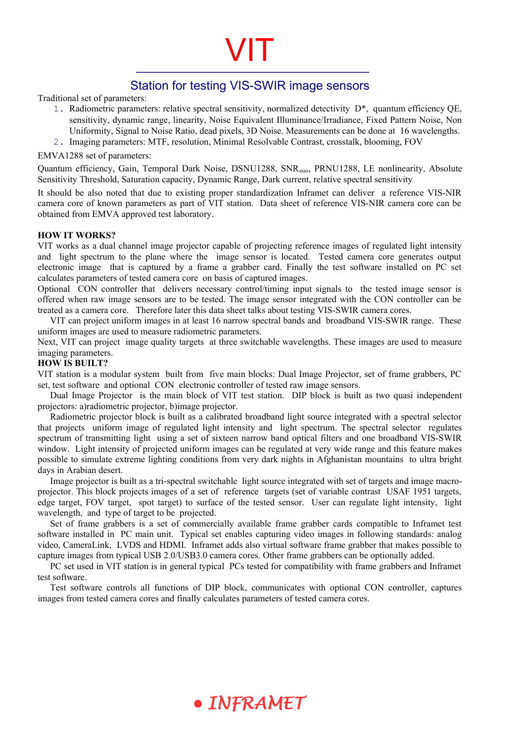# VIT

## Station for testing VIS-SWIR image sensors

Traditional set of parameters:

1. Radiometric parameters: relative spectral sensitivity, normalized detectivity D*, quantum efficiency QE, sensitivity, dynamic range, linearity, Noise Equivalent Illuminance/Irradiance, Fixed Pattern Noise, Non Uniformity, Signal to Noise Ratio, dead pixels, 3D Noise. Measurements can be done at 16 wavelengths.
2. Imaging parameters: MTF, resolution, Minimal Resolvable Contrast, crosstalk, blooming, FOV

EMVA1288 set of parameters:

Quantum efficiency, Gain, Temporal Dark Noise, DSNU1288, $SNR_{max}$, PRNU1288, LE nonlinearity, Absolute Sensitivity Threshold, Saturation capacity, Dynamic Range, Dark current, relative spectral sensitivity

It should be also noted that due to existing proper standardization Inframet can deliver a reference VIS-NIR camera core of known parameters as part of VIT station. Data sheet of reference VIS-NIR camera core can be obtained from EMVA approved test laboratory.

**HOW IT WORKS?**

VIT works as a dual channel image projector capable of projecting reference images of regulated light intensity and light spectrum to the plane where the image sensor is located. Tested camera core generates output electronic image that is captured by a frame a grabber card. Finally the test software installed on PC set calculates parameters of tested camera core on basis of captured images.

Optional CON controller that delivers necessary control/timing input signals to the tested image sensor is offered when raw image sensors are to be tested. The image sensor integrated with the CON controller can be treated as a camera core. Therefore later this data sheet talks about testing VIS-SWIR camera cores.

VIT can project uniform images in at least 16 narrow spectral bands and broadband VIS-SWIR range. These uniform images are used to measure radiometric parameters.

Next, VIT can project image quality targets at three switchable wavelengths. These images are used to measure imaging parameters.

**HOW IS BUILT?**

VIT station is a modular system built from five main blocks: Dual Image Projector, set of frame grabbers, PC set, test software and optional CON electronic controller of tested raw image sensors.

Dual Image Projector is the main block of VIT test station. DIP block is built as two quasi independent projectors: a)radiometric projector, b)image projector.

Radiometric projector block is built as a calibrated broadband light source integrated with a spectral selector that projects uniform image of regulated light intensity and light spectrum. The spectral selector regulates spectrum of transmitting light using a set of sixteen narrow band optical filters and one broadband VIS-SWIR window. Light intensity of projected uniform images can be regulated at very wide range and this feature makes possible to simulate extreme lighting conditions from very dark nights in Afghanistan mountains to ultra bright days in Arabian desert.

Image projector is built as a tri-spectral switchable light source integrated with set of targets and image macro-projector. This block projects images of a set of reference targets (set of variable contrast USAF 1951 targets, edge target, FOV target, spot target) to surface of the tested sensor. User can regulate light intensity, light wavelength, and type of target to be projected.

Set of frame grabbers is a set of commercially available frame grabber cards compatible to Inframet test software installed in PC main unit. Typical set enables capturing video images in following standards: analog video, CameraLink, LVDS and HDMI. Inframet adds also virtual software frame grabber that makes possible to capture images from typical USB 2.0/USB3.0 camera cores. Other frame grabbers can be optionally added.

PC set used in VIT station is in general typical PCs tested for compatibility with frame grabbers and Inframet test software.

Test software controls all functions of DIP block, communicates with optional CON controller, captures images from tested camera cores and finally calculates parameters of tested camera cores.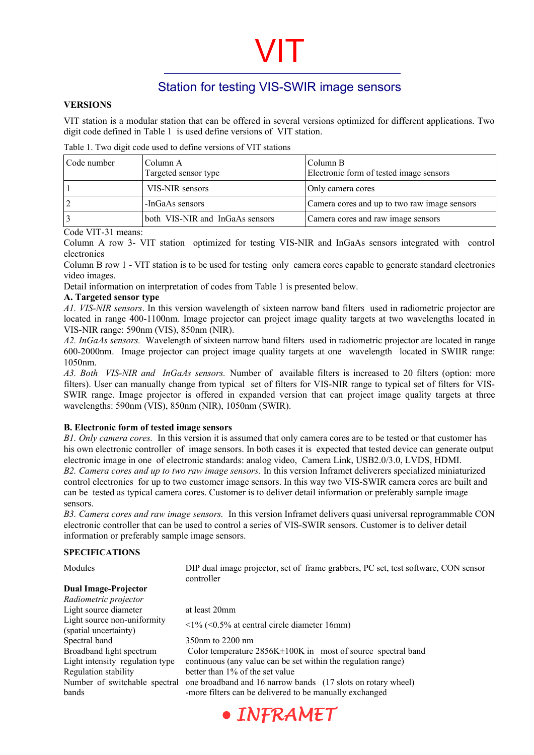# VIT

## Station for testing VIS-SWIR image sensors

**VERSIONS**

VIT station is a modular station that can be offered in several versions optimized for different applications. Two digit code defined in Table 1 is used define versions of VIT station.

Table 1. Two digit code used to define versions of VIT stations

| Code number | Column A Targeted sensor type | Column B Electronic form of tested image sensors |
|---|---|---|
| 1 | VIS-NIR sensors | Only camera cores |
| 2 | -InGaAs sensors | Camera cores and up to two raw image sensors |
| 3 | both VIS-NIR and InGaAs sensors | Camera cores and raw image sensors |

Code VIT-31 means:
Column A row 3- VIT station optimized for testing VIS-NIR and InGaAs sensors integrated with control electronics
Column B row 1 - VIT station is to be used for testing only camera cores capable to generate standard electronics video images.
Detail information on interpretation of codes from Table 1 is presented below.

**A. Targeted sensor type**

*A1. VIS-NIR sensors*. In this version wavelength of sixteen narrow band filters used in radiometric projector are located in range 400-1100nm. Image projector can project image quality targets at two wavelengths located in VIS-NIR range: 590nm (VIS), 850nm (NIR).

*A2. InGaAs sensors.* Wavelength of sixteen narrow band filters used in radiometric projector are located in range 600-2000nm. Image projector can project image quality targets at one wavelength located in SWIIR range: 1050nm.

*A3. Both VIS-NIR and InGaAs sensors.* Number of available filters is increased to 20 filters (option: more filters). User can manually change from typical set of filters for VIS-NIR range to typical set of filters for VIS-SWIR range. Image projector is offered in expanded version that can project image quality targets at three wavelengths: 590nm (VIS), 850nm (NIR), 1050nm (SWIR).

**B. Electronic form of tested image sensors**

*B1. Only camera cores.* In this version it is assumed that only camera cores are to be tested or that customer has his own electronic controller of image sensors. In both cases it is expected that tested device can generate output electronic image in one of electronic standards: analog video, Camera Link, USB2.0/3.0, LVDS, HDMI.

*B2. Camera cores and up to two raw image sensors.* In this version Inframet deliverers specialized miniaturized control electronics for up to two customer image sensors. In this way two VIS-SWIR camera cores are built and can be tested as typical camera cores. Customer is to deliver detail information or preferably sample image sensors.

*B3. Camera cores and raw image sensors.* In this version Inframet delivers quasi universal reprogrammable CON electronic controller that can be used to control a series of VIS-SWIR sensors. Customer is to deliver detail information or preferably sample image sensors.

**SPECIFICATIONS**

| | |
|---|---|
| Modules | DIP dual image projector, set of frame grabbers, PC set, test software, CON sensor controller |
| **Dual Image-Projector** | |
| *Radiometric projector* | |
| Light source diameter | at least 20mm |
| Light source non-uniformity (spatial uncertainty) | <1% (<0.5% at central circle diameter 16mm) |
| Spectral band | 350nm to 2200 nm |
| Broadband light spectrum | Color temperature 2856K±100K in most of source spectral band |
| Light intensity regulation type | continuous (any value can be set within the regulation range) |
| Regulation stability | better than 1% of the set value |
| Number of switchable spectral bands | one broadband and 16 narrow bands (17 slots on rotary wheel) -more filters can be delivered to be manually exchanged |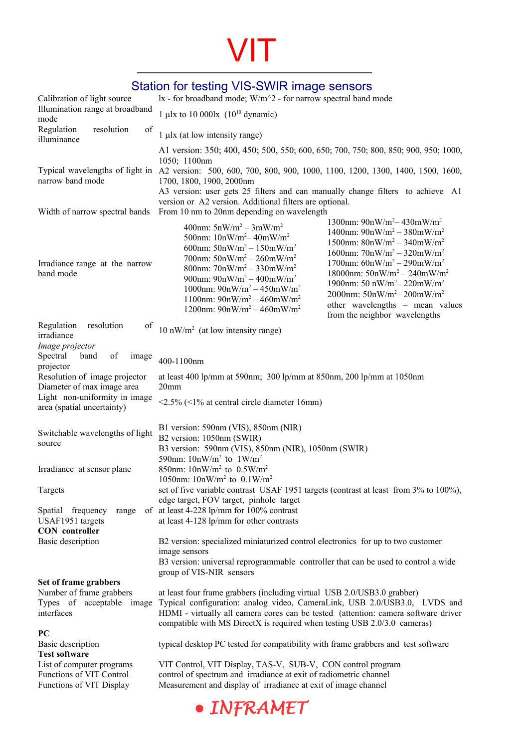# VIT

## Station for testing VIS-SWIR image sensors

| | |
|---|---|
| Calibration of light source | lx - for broadband mode; W/m^2 - for narrow spectral band mode |
| Illumination range at broadband mode | 1 µlx to 10 000lx ($10^{10}$ dynamic) |
| Regulation resolution of illuminance | 1 µlx (at low intensity range) |
| Typical wavelengths of light in narrow band mode | A1 version: 350; 400, 450; 500, 550; 600, 650; 700, 750; 800, 850; 900, 950; 1000, 1050; 1100nm<br>A2 version: 500, 600, 700, 800, 900, 1000, 1100, 1200, 1300, 1400, 1500, 1600, 1700, 1800, 1900, 2000nm<br>A3 version: user gets 25 filters and can manually change filters to achieve A1 version or A2 version. Additional filters are optional. |
| Width of narrow spectral bands | From 10 nm to 20nm depending on wavelength |
| Irradiance range at the narrow band mode | 400nm: 5nW/m$^2$ – 3mW/m$^2$<br>500nm: 10nW/m$^2$– 40mW/m$^2$<br>600nm: 50nW/m$^2$ – 150mW/m$^2$<br>700nm: 50nW/m$^2$ – 260mW/m$^2$<br>800nm: 70nW/m$^2$ – 330mW/m$^2$<br>900nm: 90nW/m$^2$ – 400mW/m$^2$<br>1000nm: 90nW/m$^2$ – 450mW/m$^2$<br>1100nm: 90nW/m$^2$ – 460mW/m$^2$<br>1200nm: 90nW/m$^2$ – 460mW/m$^2$<br>1300nm: 90nW/m$^2$– 430mW/m$^2$<br>1400nm: 90nW/m$^2$ – 380mW/m$^2$<br>1500nm: 80nW/m$^2$ – 340mW/m$^2$<br>1600nm: 70nW/m$^2$ – 320mW/m$^2$<br>1700nm: 60nW/m$^2$ – 290mW/m$^2$<br>18000nm: 50nW/m$^2$ – 240mW/m$^2$<br>1900nm: 50 nW/m$^2$– 220mW/m$^2$<br>2000nm: 50nW/m$^2$– 200mW/m$^2$<br>other wavelengths – mean values from the neighbor wavelengths |
| Regulation resolution of irradiance | 10 nW/m$^2$ (at low intensity range) |
| *Image projector* | |
| Spectral band of image projector | 400-1100nm |
| Resolution of image projector | at least 400 lp/mm at 590nm; 300 lp/mm at 850nm, 200 lp/mm at 1050nm |
| Diameter of max image area | 20mm |
| Light non-uniformity in image area (spatial uncertainty) | <2.5% (<1% at central circle diameter 16mm) |
| Switchable wavelengths of light source | B1 version: 590nm (VIS), 850nm (NIR)<br>B2 version: 1050nm (SWIR)<br>B3 version: 590nm (VIS), 850nm (NIR), 1050nm (SWIR) |
| Irradiance at sensor plane | 590nm: 10nW/m$^2$ to 1W/m$^2$<br>850nm: 10nW/m$^2$ to 0.5W/m$^2$<br>1050nm: 10nW/m$^2$ to 0.1W/m$^2$ |
| Targets | set of five variable contrast USAF 1951 targets (contrast at least from 3% to 100%), edge target, FOV target, pinhole target |
| Spatial frequency range of USAF1951 targets | at least 4-228 lp/mm for 100% contrast<br>at least 4-128 lp/mm for other contrasts |
| **CON controller** | |
| Basic description | B2 version: specialized miniaturized control electronics for up to two customer image sensors<br>B3 version: universal reprogrammable controller that can be used to control a wide group of VIS-NIR sensors |
| **Set of frame grabbers** | |
| Number of frame grabbers | at least four frame grabbers (including virtual USB 2.0/USB3.0 grabber) |
| Types of acceptable image interfaces | Typical configuration: analog video, CameraLink, USB 2.0/USB3.0, LVDS and HDMI - virtually all camera cores can be tested (attention: camera software driver compatible with MS DirectX is required when testing USB 2.0/3.0 cameras) |
| **PC** | |
| Basic description | typical desktop PC tested for compatibility with frame grabbers and test software |
| **Test software** | |
| List of computer programs | VIT Control, VIT Display, TAS-V, SUB-V, CON control program |
| Functions of VIT Control | control of spectrum and irradiance at exit of radiometric channel |
| Functions of VIT Display | Measurement and display of irradiance at exit of image channel |

INFRAMET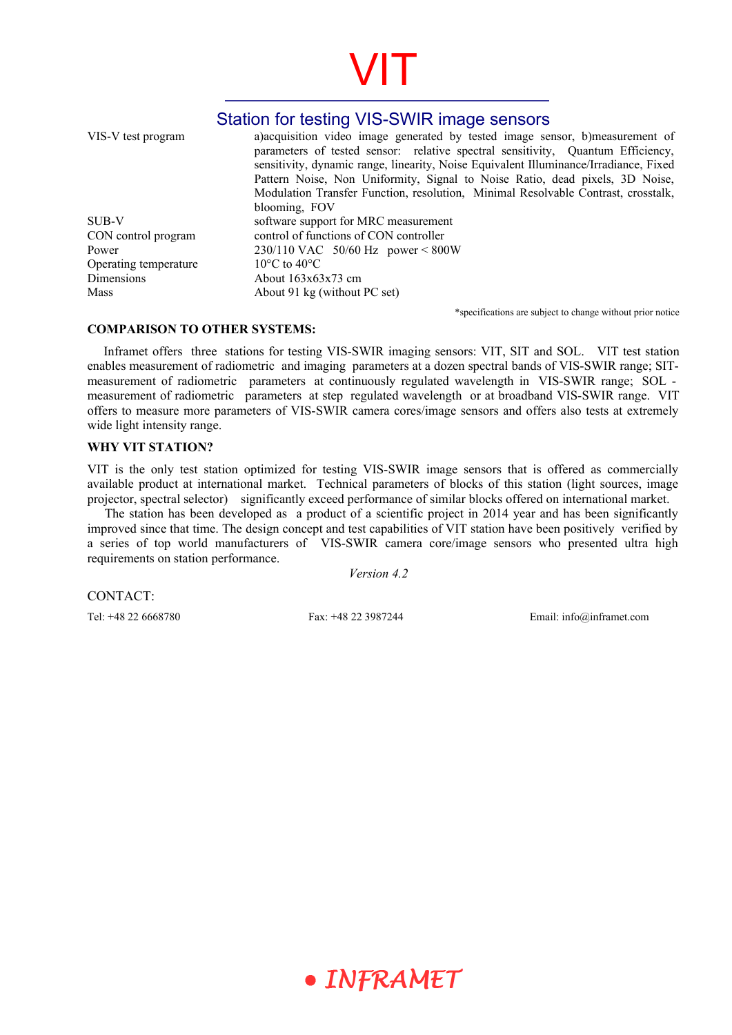# VIT

## Station for testing VIS-SWIR image sensors

| | |
|---|---|
| VIS-V test program | a)acquisition video image generated by tested image sensor, b)measurement of parameters of tested sensor: relative spectral sensitivity, Quantum Efficiency, sensitivity, dynamic range, linearity, Noise Equivalent Illuminance/Irradiance, Fixed Pattern Noise, Non Uniformity, Signal to Noise Ratio, dead pixels, 3D Noise, Modulation Transfer Function, resolution, Minimal Resolvable Contrast, crosstalk, blooming, FOV |
| SUB-V | software support for MRC measurement |
| CON control program | control of functions of CON controller |
| Power | 230/110 VAC 50/60 Hz power < 800W |
| Operating temperature | 10°C to 40°C |
| Dimensions | About 163x63x73 cm |
| Mass | About 91 kg (without PC set) |

*specifications are subject to change without prior notice

**COMPARISON TO OTHER SYSTEMS:**

Inframet offers three stations for testing VIS-SWIR imaging sensors: VIT, SIT and SOL. VIT test station enables measurement of radiometric and imaging parameters at a dozen spectral bands of VIS-SWIR range; SIT- measurement of radiometric parameters at continuously regulated wavelength in VIS-SWIR range; SOL - measurement of radiometric parameters at step regulated wavelength or at broadband VIS-SWIR range. VIT offers to measure more parameters of VIS-SWIR camera cores/image sensors and offers also tests at extremely wide light intensity range.

**WHY VIT STATION?**

VIT is the only test station optimized for testing VIS-SWIR image sensors that is offered as commercially available product at international market. Technical parameters of blocks of this station (light sources, image projector, spectral selector) significantly exceed performance of similar blocks offered on international market.

The station has been developed as a product of a scientific project in 2014 year and has been significantly improved since that time. The design concept and test capabilities of VIT station have been positively verified by a series of top world manufacturers of VIS-SWIR camera core/image sensors who presented ultra high requirements on station performance.

*Version 4.2*

CONTACT:

Tel: +48 22 6668780 Fax: +48 22 3987244 Email: info@inframet.com

INFRAMET